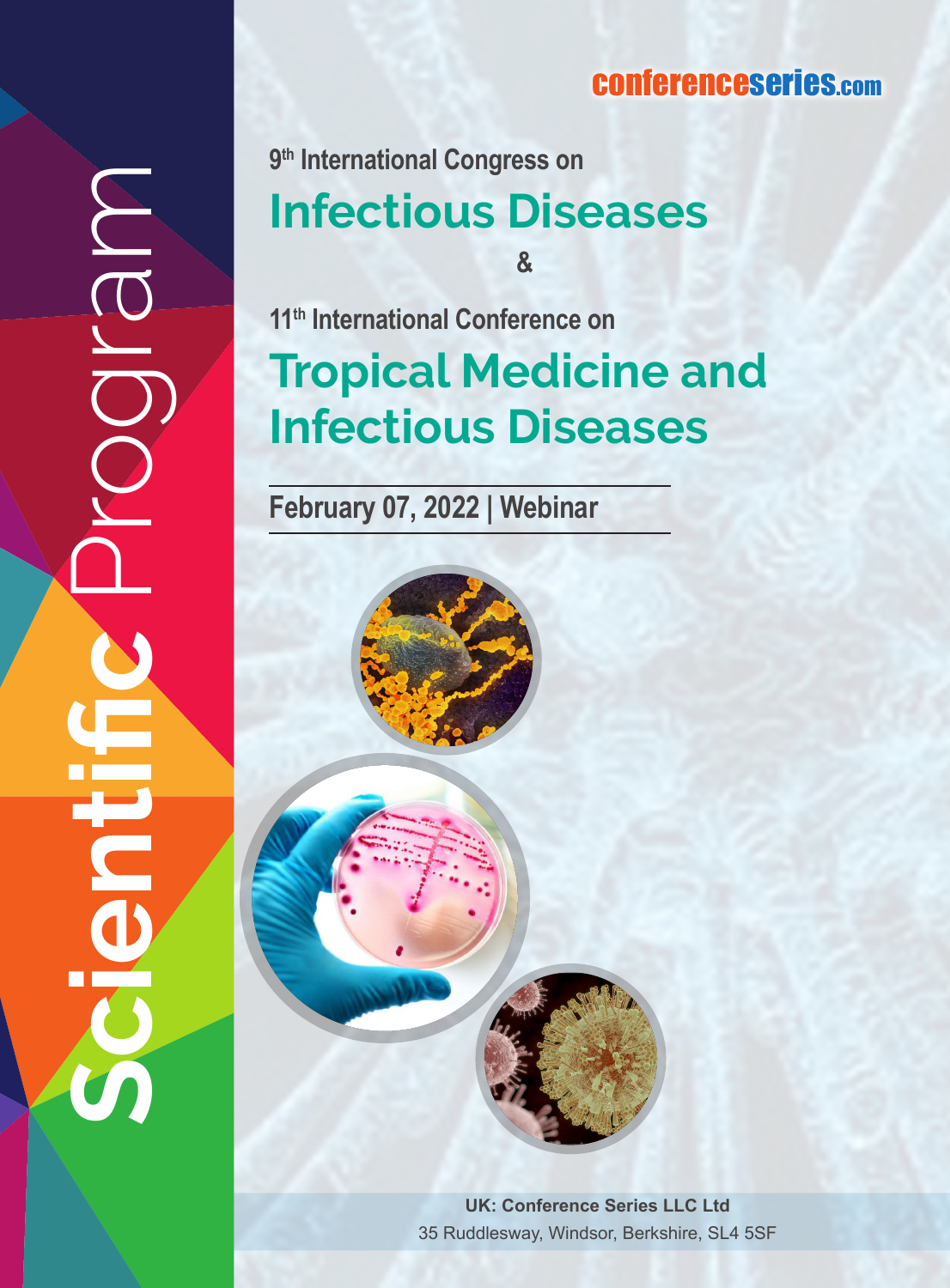Scientific Program

conferenceseries.com

9th International Congress on

# Infectious Diseases

&

11th International Conference on

# Tropical Medicine and Infectious Diseases

**February 07, 2022 | Webinar**

**UK: Conference Series LLC Ltd**

35 Ruddlesway, Windsor, Berkshire, SL4 5SF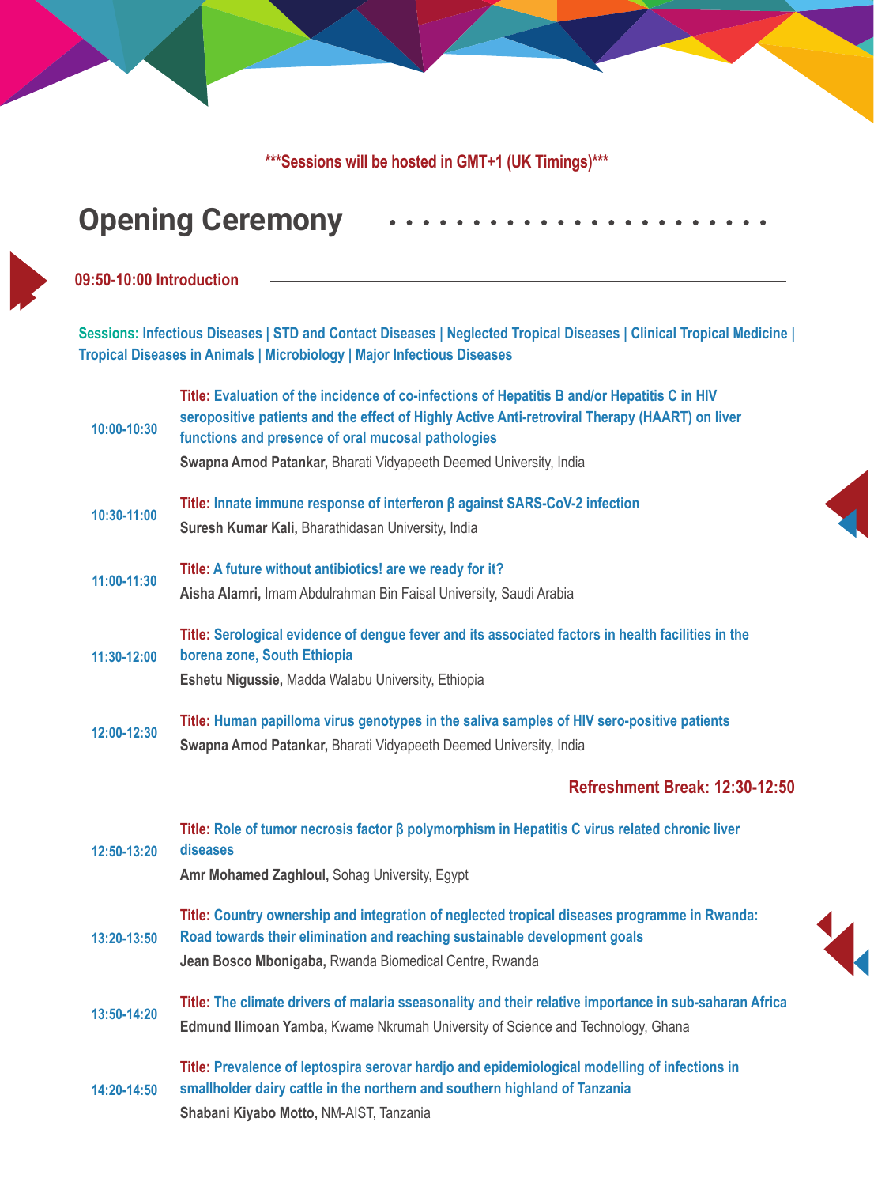***Sessions will be hosted in GMT+1 (UK Timings)***

## Opening Ceremony

**09:50-10:00 Introduction**

**Sessions:** Infectious Diseases | STD and Contact Diseases | Neglected Tropical Diseases | Clinical Tropical Medicine | Tropical Diseases in Animals | Microbiology | Major Infectious Diseases

**10:00-10:30**
**Title:** Evaluation of the incidence of co-infections of Hepatitis B and/or Hepatitis C in HIV seropositive patients and the effect of Highly Active Anti-retroviral Therapy (HAART) on liver functions and presence of oral mucosal pathologies
**Swapna Amod Patankar,** Bharati Vidyapeeth Deemed University, India

**10:30-11:00**
**Title:** Innate immune response of interferon β against SARS-CoV-2 infection
**Suresh Kumar Kali,** Bharathidasan University, India

**11:00-11:30**
**Title:** A future without antibiotics! are we ready for it?
**Aisha Alamri,** Imam Abdulrahman Bin Faisal University, Saudi Arabia

**11:30-12:00**
**Title:** Serological evidence of dengue fever and its associated factors in health facilities in the borena zone, South Ethiopia
**Eshetu Nigussie,** Madda Walabu University, Ethiopia

**12:00-12:30**
**Title:** Human papilloma virus genotypes in the saliva samples of HIV sero-positive patients
**Swapna Amod Patankar,** Bharati Vidyapeeth Deemed University, India

**Refreshment Break: 12:30-12:50**

**12:50-13:20**
**Title:** Role of tumor necrosis factor β polymorphism in Hepatitis C virus related chronic liver diseases
**Amr Mohamed Zaghloul,** Sohag University, Egypt

**13:20-13:50**
**Title:** Country ownership and integration of neglected tropical diseases programme in Rwanda: Road towards their elimination and reaching sustainable development goals
**Jean Bosco Mbonigaba,** Rwanda Biomedical Centre, Rwanda

**13:50-14:20**
**Title:** The climate drivers of malaria sseasonality and their relative importance in sub-saharan Africa
**Edmund Ilimoan Yamba,** Kwame Nkrumah University of Science and Technology, Ghana

**14:20-14:50**
**Title:** Prevalence of leptospira serovar hardjo and epidemiological modelling of infections in smallholder dairy cattle in the northern and southern highland of Tanzania
**Shabani Kiyabo Motto,** NM-AIST, Tanzania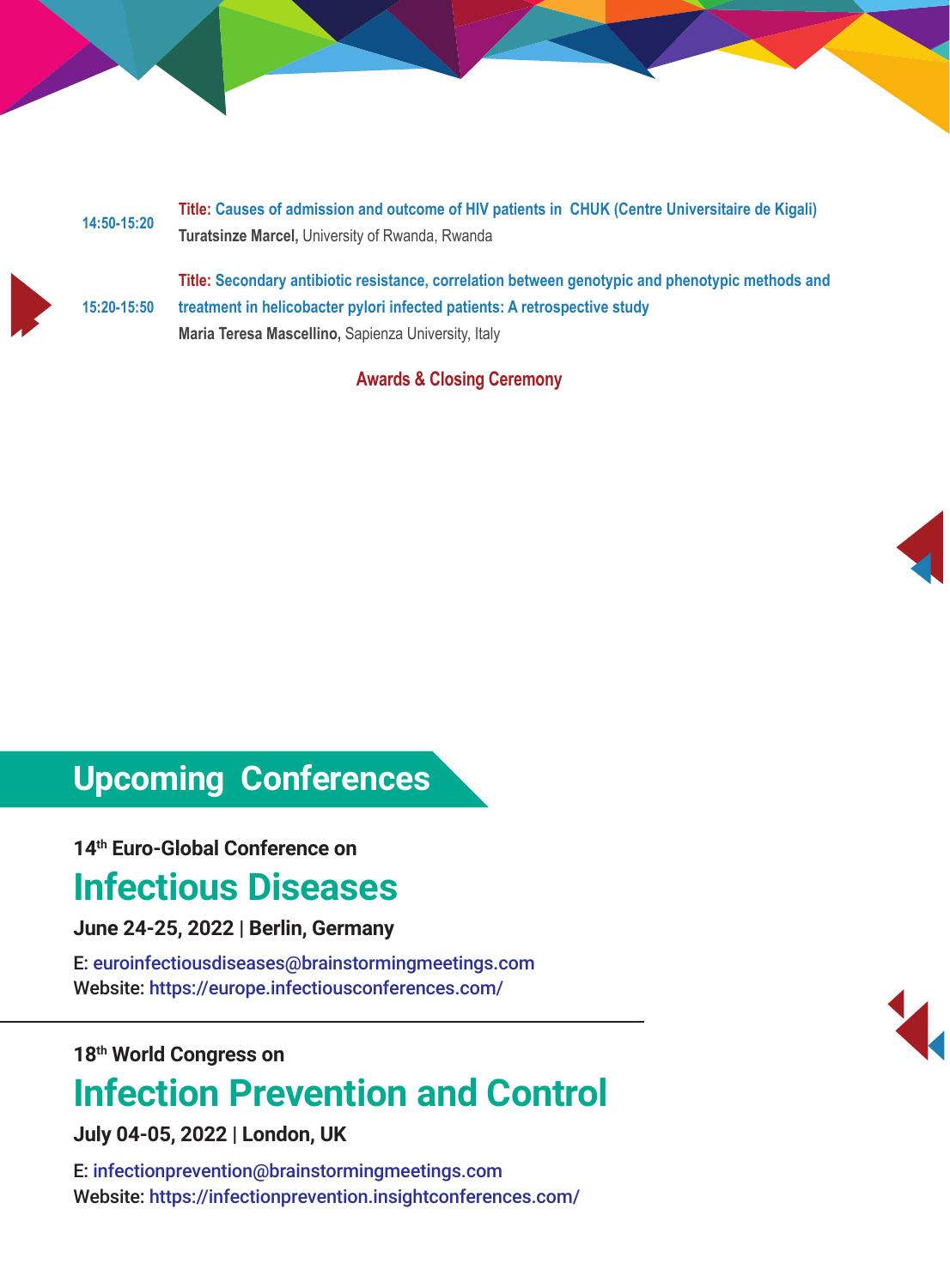14:50-15:20 **Title: Causes of admission and outcome of HIV patients in CHUK (Centre Universitaire de Kigali)**
**Turatsinze Marcel,** University of Rwanda, Rwanda

15:20-15:50 **Title: Secondary antibiotic resistance, correlation between genotypic and phenotypic methods and treatment in helicobacter pylori infected patients: A retrospective study**
**Maria Teresa Mascellino,** Sapienza University, Italy

**Awards & Closing Ceremony**

## Upcoming Conferences

**14th Euro-Global Conference on**

### Infectious Diseases

**June 24-25, 2022 | Berlin, Germany**

E: euroinfectiousdiseases@brainstormingmeetings.com
Website: https://europe.infectiousconferences.com/

---

**18th World Congress on**

### Infection Prevention and Control

**July 04-05, 2022 | London, UK**

E: infectionprevention@brainstormingmeetings.com
Website: https://infectionprevention.insightconferences.com/